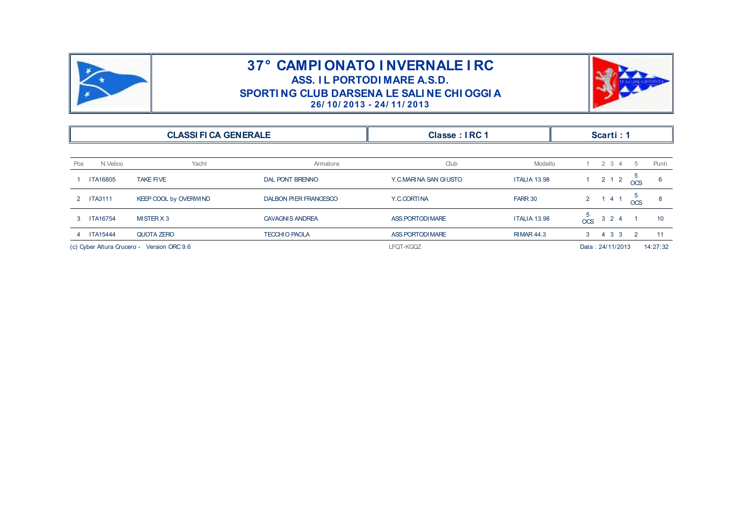# 37° CAMPIONATO INVERNALE IRC

## ASS. IL PORTODIMARE A.S.D.

## SPORTING CLUB DARSENA LE SALINE CHIOGGIA

**26/10/2013 - 24/11/2013**

| CLASSIFICA GENERALE | Classe : IRC 1 | Scarti : 1 |
|---|---|---|

| Pos | N.Velico | Yacht | Armatore | Club | Modello | 1 | 2 | 3 | 4 | 5 | Punti |
|---|---|---|---|---|---|---|---|---|---|---|---|
| 1 | ITA16805 | TAKE FIVE | DAL PONT BRENNO | Y.C.MARINA SAN GIUSTO | ITALIA 13.98 | 1 | 2 | 1 | 2 | 5 OCS | 6 |
| 2 | ITA3111 | KEEP COOL by OVERWIND | DALBON PIER FRANCESCO | Y.C.CORTINA | FARR 30 | 2 | 1 | 4 | 1 | 5 OCS | 8 |
| 3 | ITA16754 | MISTER X 3 | CAVAGNIS ANDREA | ASS.PORTODIMARE | ITALIA 13.98 | 5 OCS | 3 | 2 | 4 | 1 | 10 |
| 4 | ITA15444 | QUOTA ZERO | TECCHIO PAOLA | ASS.PORTODIMARE | RIMAR 44.3 | 3 | 4 | 3 | 3 | 2 | 11 |

(c) Cyber Altura Crucero - Version ORC 9.6 LFQT-KGQZ Data : 24/11/2013 14:27:32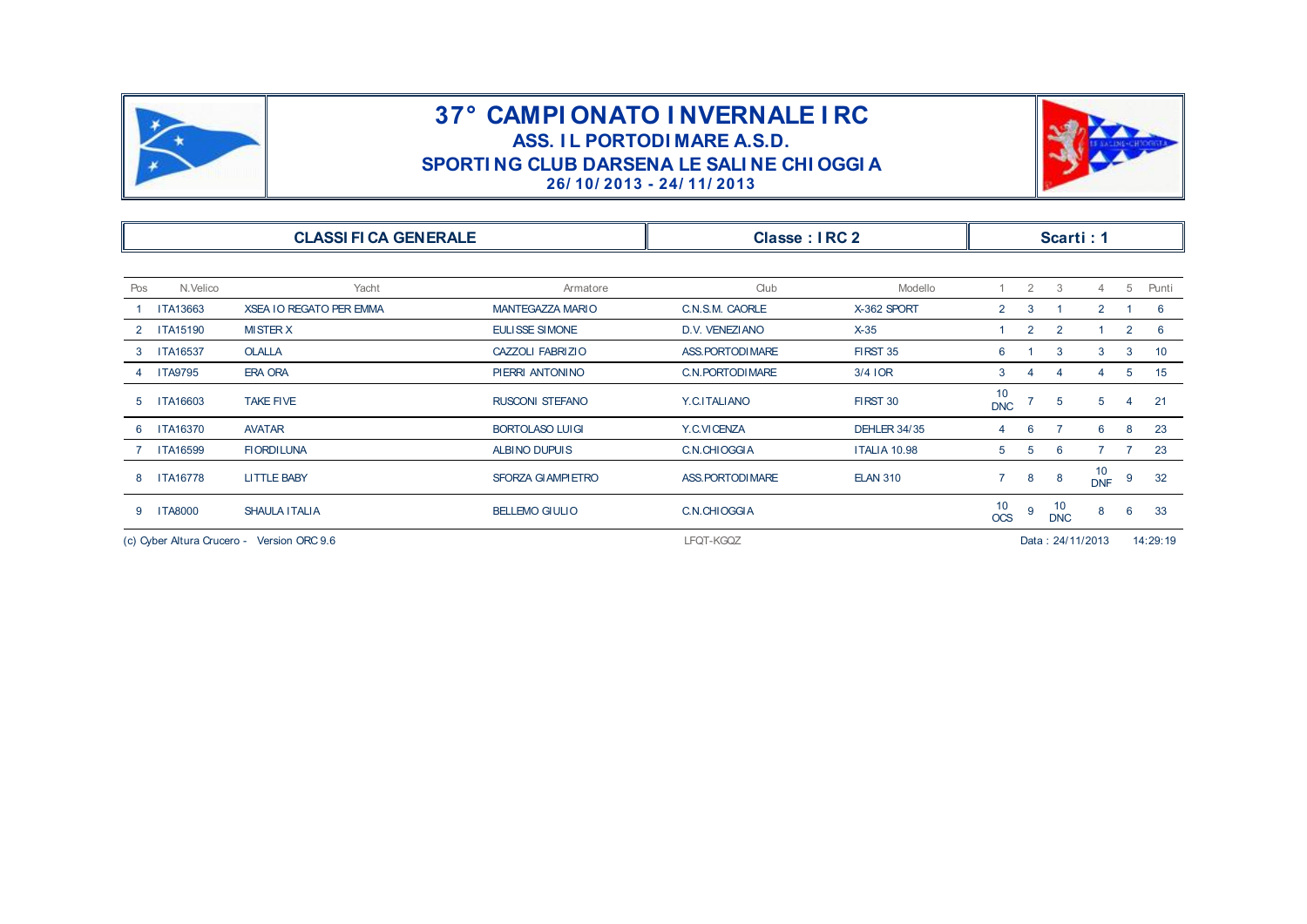# 37° CAMPIONATO INVERNALE IRC

## ASS. IL PORTODIMARE A.S.D.

## SPORTING CLUB DARSENA LE SALINE CHIOGGIA

**26/10/2013 - 24/11/2013**

| CLASSIFICA GENERALE | Classe : IRC 2 | Scarti : 1 |
|---|---|---|

| Pos | N.Velico | Yacht | Armatore | Club | Modello | 1 | 2 | 3 | 4 | 5 | Punti |
|---|---|---|---|---|---|---|---|---|---|---|---|
| 1 | ITA13663 | XSEA IO REGATO PER EMMA | MANTEGAZZA MARIO | C.N.S.M. CAORLE | X-362 SPORT | 2 | 3 | 1 | 2 | 1 | 6 |
| 2 | ITA15190 | MISTER X | EULISSE SIMONE | D.V. VENEZIANO | X-35 | 1 | 2 | 2 | 1 | 2 | 6 |
| 3 | ITA16537 | OLALLA | CAZZOLI FABRIZIO | ASS.PORTODIMARE | FIRST 35 | 6 | 1 | 3 | 3 | 3 | 10 |
| 4 | ITA9795 | ERA ORA | PIERRI ANTONINO | C.N.PORTODIMARE | 3/4 IOR | 3 | 4 | 4 | 4 | 5 | 15 |
| 5 | ITA16603 | TAKE FIVE | RUSCONI STEFANO | Y.C.ITALIANO | FIRST 30 | 10 DNC | 7 | 5 | 5 | 4 | 21 |
| 6 | ITA16370 | AVATAR | BORTOLASO LUIGI | Y.C.VICENZA | DEHLER 34/35 | 4 | 6 | 7 | 6 | 8 | 23 |
| 7 | ITA16599 | FIORDILUNA | ALBINO DUPUIS | C.N.CHIOGGIA | ITALIA 10.98 | 5 | 5 | 6 | 7 | 7 | 23 |
| 8 | ITA16778 | LITTLE BABY | SFORZA GIAMPIETRO | ASS.PORTODIMARE | ELAN 310 | 7 | 8 | 8 | 10 DNF | 9 | 32 |
| 9 | ITA8000 | SHAULA ITALIA | BELLEMO GIULIO | C.N.CHIOGGIA | | 10 OCS | 9 | 10 DNC | 8 | 6 | 33 |

(c) Cyber Altura Crucero - Version ORC 9.6 LFQT-KGQZ Data : 24/11/2013 14:29:19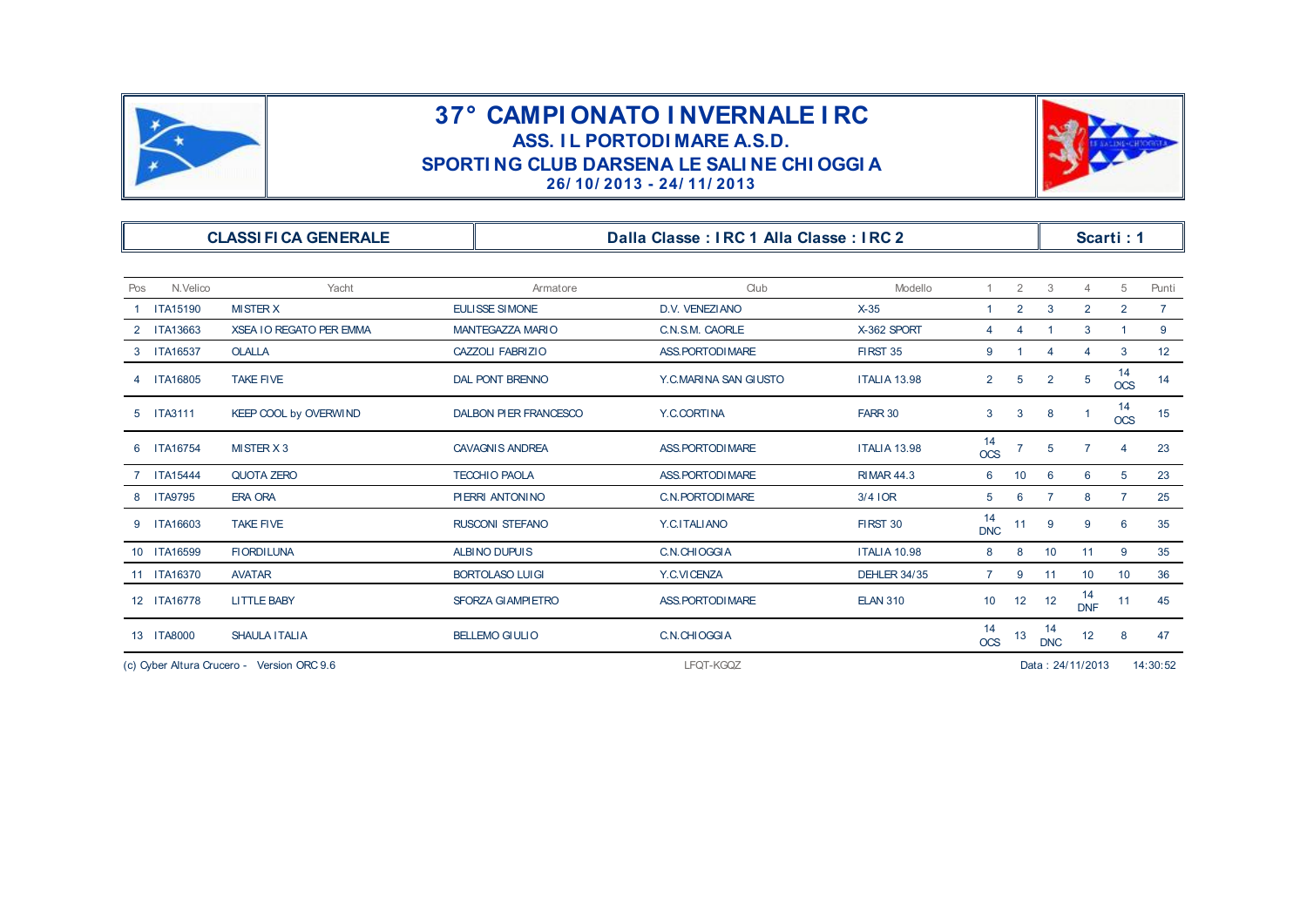# 37° CAMPIONATO INVERNALE IRC

## ASS. IL PORTODIMARE A.S.D.

## SPORTING CLUB DARSENA LE SALINE CHIOGGIA

**26/10/2013 - 24/11/2013**

| CLASSIFICA GENERALE | Dalla Classe : IRC 1 Alla Classe : IRC 2 | Scarti : 1 |
|---|---|---|

| Pos | N.Velico | Yacht | Armatore | Club | Modello | 1 | 2 | 3 | 4 | 5 | Punti |
|---|---|---|---|---|---|---|---|---|---|---|---|
| 1 | ITA15190 | MISTER X | EULISSE SIMONE | D.V. VENEZIANO | X-35 | 1 | 2 | 3 | 2 | 2 | 7 |
| 2 | ITA13663 | XSEA IO REGATO PER EMMA | MANTEGAZZA MARIO | C.N.S.M. CAORLE | X-362 SPORT | 4 | 4 | 1 | 3 | 1 | 9 |
| 3 | ITA16537 | OLALLA | CAZZOLI FABRIZIO | ASS.PORTODIMARE | FIRST 35 | 9 | 1 | 4 | 4 | 3 | 12 |
| 4 | ITA16805 | TAKE FIVE | DAL PONT BRENNO | Y.C.MARINA SAN GIUSTO | ITALIA 13.98 | 2 | 5 | 2 | 5 | 14 OCS | 14 |
| 5 | ITA3111 | KEEP COOL by OVERWIND | DALBON PIER FRANCESCO | Y.C.CORTINA | FARR 30 | 3 | 3 | 8 | 1 | 14 OCS | 15 |
| 6 | ITA16754 | MISTER X 3 | CAVAGNIS ANDREA | ASS.PORTODIMARE | ITALIA 13.98 | 14 OCS | 7 | 5 | 7 | 4 | 23 |
| 7 | ITA15444 | QUOTA ZERO | TECCHIO PAOLA | ASS.PORTODIMARE | RIMAR 44.3 | 6 | 10 | 6 | 6 | 5 | 23 |
| 8 | ITA9795 | ERA ORA | PIERRI ANTONINO | C.N.PORTODIMARE | 3/4 IOR | 5 | 6 | 7 | 8 | 7 | 25 |
| 9 | ITA16603 | TAKE FIVE | RUSCONI STEFANO | Y.C.ITALIANO | FIRST 30 | 14 DNC | 11 | 9 | 9 | 6 | 35 |
| 10 | ITA16599 | FIORDILUNA | ALBINO DUPUIS | C.N.CHIOGGIA | ITALIA 10.98 | 8 | 8 | 10 | 11 | 9 | 35 |
| 11 | ITA16370 | AVATAR | BORTOLASO LUIGI | Y.C.VICENZA | DEHLER 34/35 | 7 | 9 | 11 | 10 | 10 | 36 |
| 12 | ITA16778 | LITTLE BABY | SFORZA GIAMPIETRO | ASS.PORTODIMARE | ELAN 310 | 10 | 12 | 12 | 14 DNF | 11 | 45 |
| 13 | ITA8000 | SHAULA ITALIA | BELLEMO GIULIO | C.N.CHIOGGIA | | 14 OCS | 13 | 14 DNC | 12 | 8 | 47 |

(c) Cyber Altura Crucero - Version ORC 9.6 LFQT-KGQZ Data : 24/11/2013 14:30:52